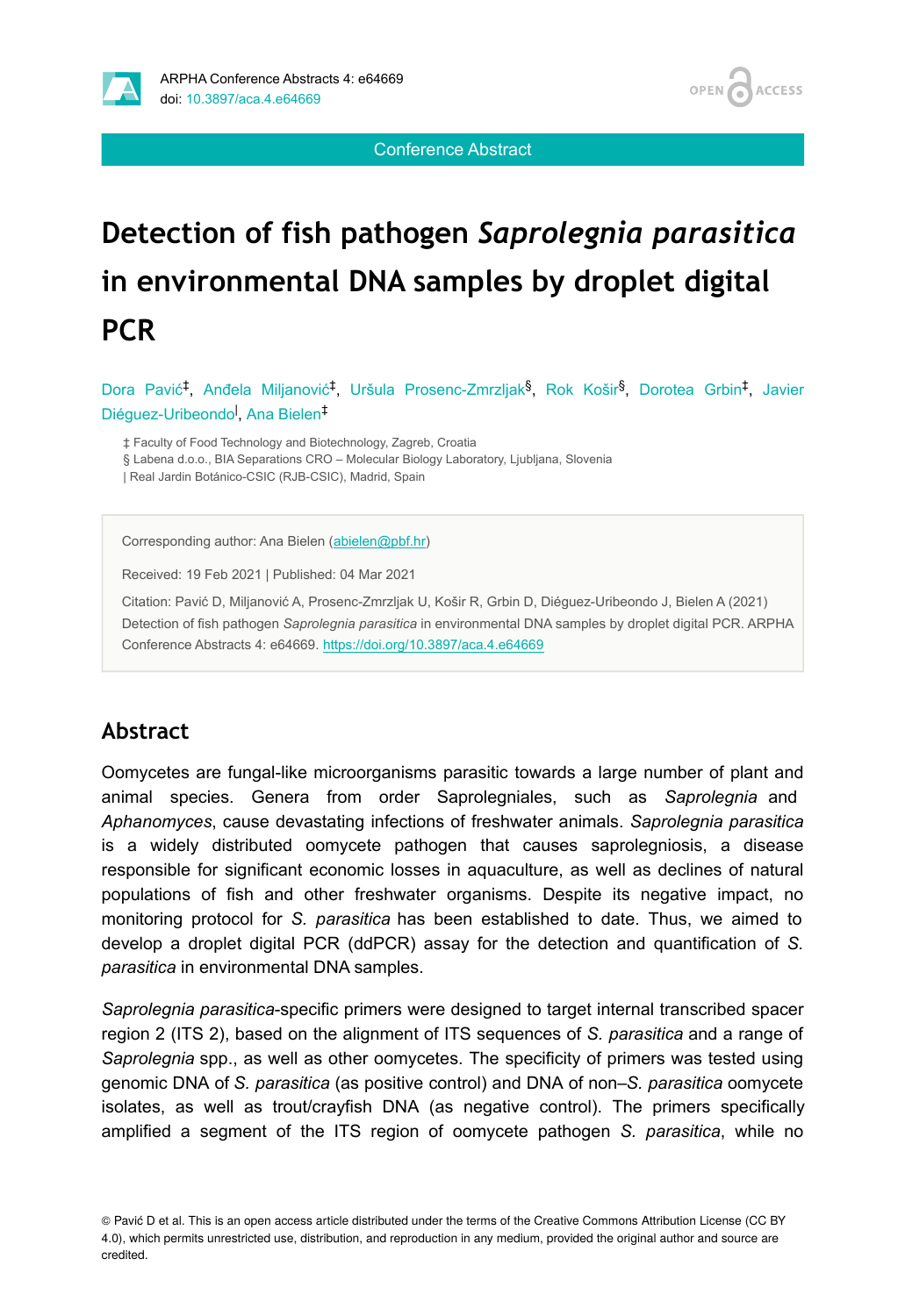Conference Abstract

# Detection of fish pathogen *Saprolegnia parasitica* in environmental DNA samples by droplet digital PCR

Dora Pavić[‡], Anđela Miljanović[‡], Uršula Prosenc-Zmrzljak[§], Rok Košir[§], Dorotea Grbin[‡], Javier Diéguez-Uribeondo[|], Ana Bielen[‡]

‡ Faculty of Food Technology and Biotechnology, Zagreb, Croatia
§ Labena d.o.o., BIA Separations CRO – Molecular Biology Laboratory, Ljubljana, Slovenia
| Real Jardin Botánico-CSIC (RJB-CSIC), Madrid, Spain

Corresponding author: Ana Bielen (abielen@pbf.hr)

Received: 19 Feb 2021 | Published: 04 Mar 2021

Citation: Pavić D, Miljanović A, Prosenc-Zmrzljak U, Košir R, Grbin D, Diéguez-Uribeondo J, Bielen A (2021) Detection of fish pathogen *Saprolegnia parasitica* in environmental DNA samples by droplet digital PCR. ARPHA Conference Abstracts 4: e64669. https://doi.org/10.3897/aca.4.e64669

## Abstract

Oomycetes are fungal-like microorganisms parasitic towards a large number of plant and animal species. Genera from order Saprolegniales, such as *Saprolegnia* and *Aphanomyces*, cause devastating infections of freshwater animals. *Saprolegnia parasitica* is a widely distributed oomycete pathogen that causes saprolegniosis, a disease responsible for significant economic losses in aquaculture, as well as declines of natural populations of fish and other freshwater organisms. Despite its negative impact, no monitoring protocol for *S. parasitica* has been established to date. Thus, we aimed to develop a droplet digital PCR (ddPCR) assay for the detection and quantification of *S. parasitica* in environmental DNA samples.

*Saprolegnia parasitica*-specific primers were designed to target internal transcribed spacer region 2 (ITS 2), based on the alignment of ITS sequences of *S. parasitica* and a range of *Saprolegnia* spp., as well as other oomycetes. The specificity of primers was tested using genomic DNA of *S. parasitica* (as positive control) and DNA of non–*S. parasitica* oomycete isolates, as well as trout/crayfish DNA (as negative control). The primers specifically amplified a segment of the ITS region of oomycete pathogen *S. parasitica*, while no

© Pavić D et al. This is an open access article distributed under the terms of the Creative Commons Attribution License (CC BY 4.0), which permits unrestricted use, distribution, and reproduction in any medium, provided the original author and source are credited.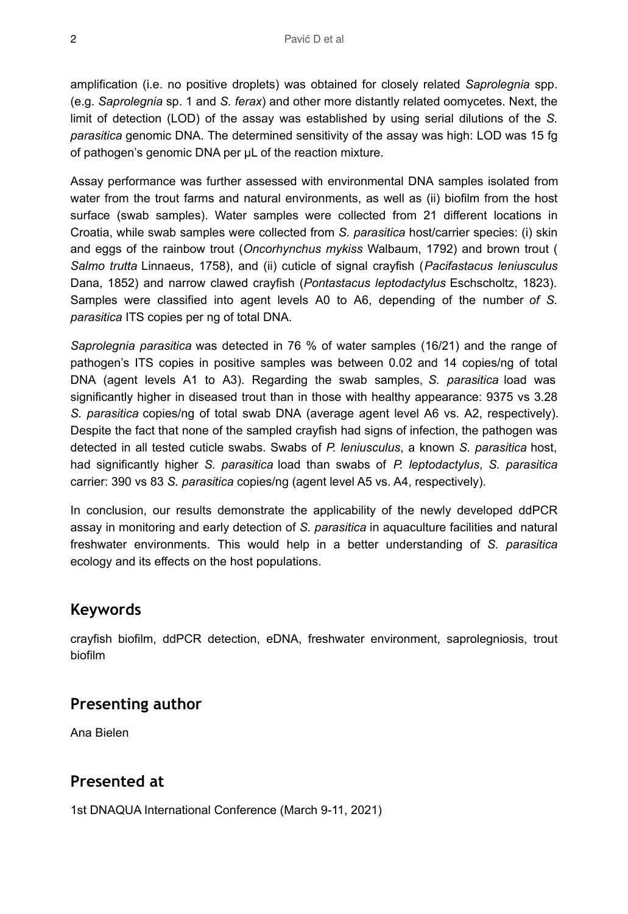amplification (i.e. no positive droplets) was obtained for closely related *Saprolegnia* spp. (e.g. *Saprolegnia* sp. 1 and *S. ferax*) and other more distantly related oomycetes. Next, the limit of detection (LOD) of the assay was established by using serial dilutions of the *S. parasitica* genomic DNA. The determined sensitivity of the assay was high: LOD was 15 fg of pathogen's genomic DNA per µL of the reaction mixture.

Assay performance was further assessed with environmental DNA samples isolated from water from the trout farms and natural environments, as well as (ii) biofilm from the host surface (swab samples). Water samples were collected from 21 different locations in Croatia, while swab samples were collected from *S. parasitica* host/carrier species: (i) skin and eggs of the rainbow trout (*Oncorhynchus mykiss* Walbaum, 1792) and brown trout (*Salmo trutta* Linnaeus, 1758), and (ii) cuticle of signal crayfish (*Pacifastacus leniusculus* Dana, 1852) and narrow clawed crayfish (*Pontastacus leptodactylus* Eschscholtz, 1823). Samples were classified into agent levels A0 to A6, depending of the number *of S. parasitica* ITS copies per ng of total DNA.

*Saprolegnia parasitica* was detected in 76 % of water samples (16/21) and the range of pathogen's ITS copies in positive samples was between 0.02 and 14 copies/ng of total DNA (agent levels A1 to A3). Regarding the swab samples, *S. parasitica* load was significantly higher in diseased trout than in those with healthy appearance: 9375 vs 3.28 *S. parasitica* copies/ng of total swab DNA (average agent level A6 vs. A2, respectively). Despite the fact that none of the sampled crayfish had signs of infection, the pathogen was detected in all tested cuticle swabs. Swabs of *P. leniusculus*, a known *S. parasitica* host, had significantly higher *S. parasitica* load than swabs of *P. leptodactylus*, *S. parasitica* carrier: 390 vs 83 *S. parasitica* copies/ng (agent level A5 vs. A4, respectively).

In conclusion, our results demonstrate the applicability of the newly developed ddPCR assay in monitoring and early detection of *S. parasitica* in aquaculture facilities and natural freshwater environments. This would help in a better understanding of *S. parasitica* ecology and its effects on the host populations.

## Keywords

crayfish biofilm, ddPCR detection, eDNA, freshwater environment, saprolegniosis, trout biofilm

## Presenting author

Ana Bielen

## Presented at

1st DNAQUA International Conference (March 9-11, 2021)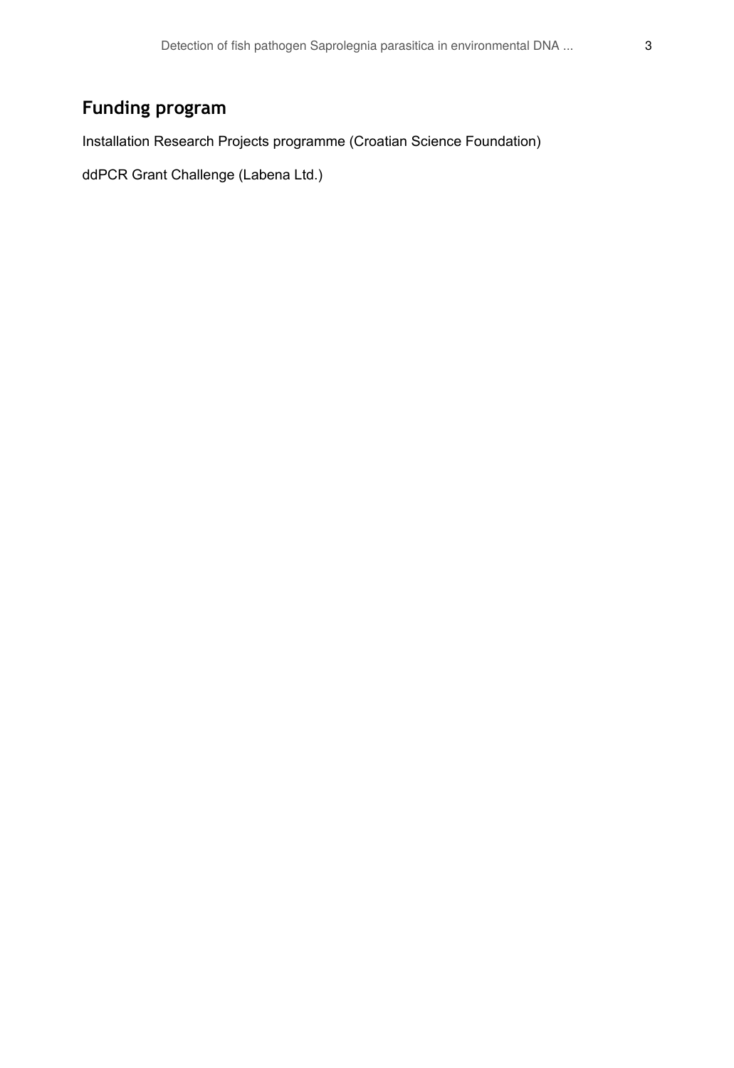## Funding program

Installation Research Projects programme (Croatian Science Foundation)

ddPCR Grant Challenge (Labena Ltd.)